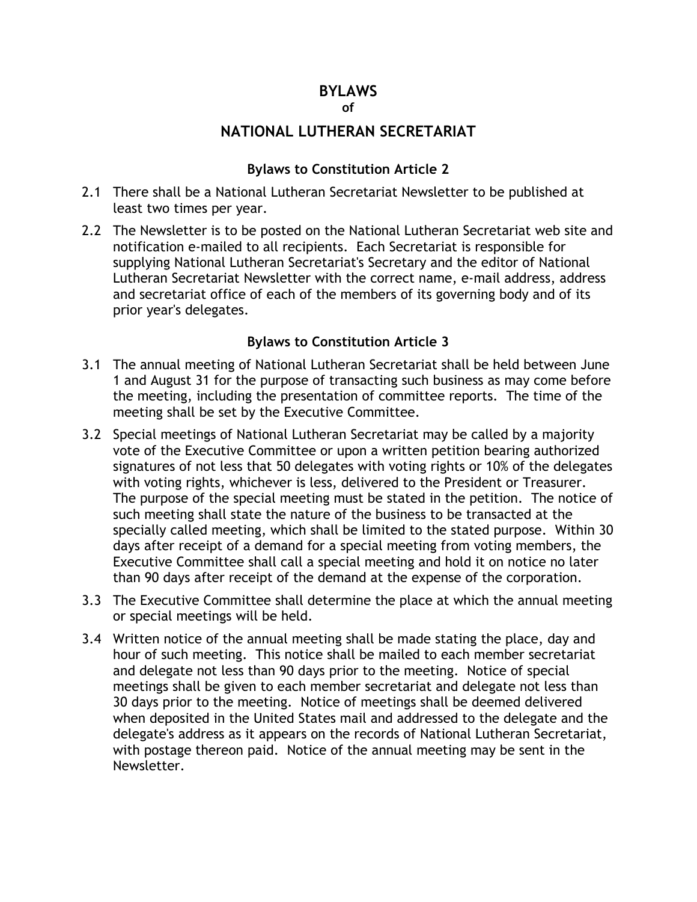# BYLAWS

**of**

# NATIONAL LUTHERAN SECRETARIAT

### Bylaws to Constitution Article 2

2.1 There shall be a National Lutheran Secretariat Newsletter to be published at least two times per year.

2.2 The Newsletter is to be posted on the National Lutheran Secretariat web site and notification e-mailed to all recipients. Each Secretariat is responsible for supplying National Lutheran Secretariat's Secretary and the editor of National Lutheran Secretariat Newsletter with the correct name, e-mail address, address and secretariat office of each of the members of its governing body and of its prior year's delegates.

### Bylaws to Constitution Article 3

3.1 The annual meeting of National Lutheran Secretariat shall be held between June 1 and August 31 for the purpose of transacting such business as may come before the meeting, including the presentation of committee reports. The time of the meeting shall be set by the Executive Committee.

3.2 Special meetings of National Lutheran Secretariat may be called by a majority vote of the Executive Committee or upon a written petition bearing authorized signatures of not less that 50 delegates with voting rights or 10% of the delegates with voting rights, whichever is less, delivered to the President or Treasurer. The purpose of the special meeting must be stated in the petition. The notice of such meeting shall state the nature of the business to be transacted at the specially called meeting, which shall be limited to the stated purpose. Within 30 days after receipt of a demand for a special meeting from voting members, the Executive Committee shall call a special meeting and hold it on notice no later than 90 days after receipt of the demand at the expense of the corporation.

3.3 The Executive Committee shall determine the place at which the annual meeting or special meetings will be held.

3.4 Written notice of the annual meeting shall be made stating the place, day and hour of such meeting. This notice shall be mailed to each member secretariat and delegate not less than 90 days prior to the meeting. Notice of special meetings shall be given to each member secretariat and delegate not less than 30 days prior to the meeting. Notice of meetings shall be deemed delivered when deposited in the United States mail and addressed to the delegate and the delegate's address as it appears on the records of National Lutheran Secretariat, with postage thereon paid. Notice of the annual meeting may be sent in the Newsletter.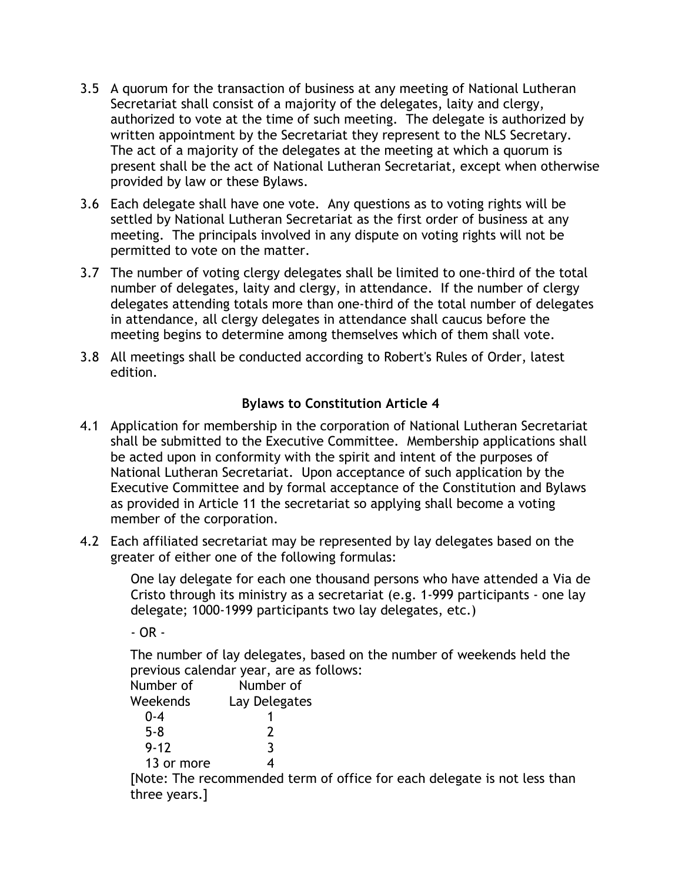3.5 A quorum for the transaction of business at any meeting of National Lutheran Secretariat shall consist of a majority of the delegates, laity and clergy, authorized to vote at the time of such meeting. The delegate is authorized by written appointment by the Secretariat they represent to the NLS Secretary. The act of a majority of the delegates at the meeting at which a quorum is present shall be the act of National Lutheran Secretariat, except when otherwise provided by law or these Bylaws.

3.6 Each delegate shall have one vote. Any questions as to voting rights will be settled by National Lutheran Secretariat as the first order of business at any meeting. The principals involved in any dispute on voting rights will not be permitted to vote on the matter.

3.7 The number of voting clergy delegates shall be limited to one-third of the total number of delegates, laity and clergy, in attendance. If the number of clergy delegates attending totals more than one-third of the total number of delegates in attendance, all clergy delegates in attendance shall caucus before the meeting begins to determine among themselves which of them shall vote.

3.8 All meetings shall be conducted according to Robert's Rules of Order, latest edition.

**Bylaws to Constitution Article 4**

4.1 Application for membership in the corporation of National Lutheran Secretariat shall be submitted to the Executive Committee. Membership applications shall be acted upon in conformity with the spirit and intent of the purposes of National Lutheran Secretariat. Upon acceptance of such application by the Executive Committee and by formal acceptance of the Constitution and Bylaws as provided in Article 11 the secretariat so applying shall become a voting member of the corporation.

4.2 Each affiliated secretariat may be represented by lay delegates based on the greater of either one of the following formulas:

One lay delegate for each one thousand persons who have attended a Via de Cristo through its ministry as a secretariat (e.g. 1-999 participants - one lay delegate; 1000-1999 participants two lay delegates, etc.)

- OR -

The number of lay delegates, based on the number of weekends held the previous calendar year, are as follows:

| Number of Weekends | Number of Lay Delegates |
|---|---|
| 0-4 | 1 |
| 5-8 | 2 |
| 9-12 | 3 |
| 13 or more | 4 |

[Note: The recommended term of office for each delegate is not less than three years.]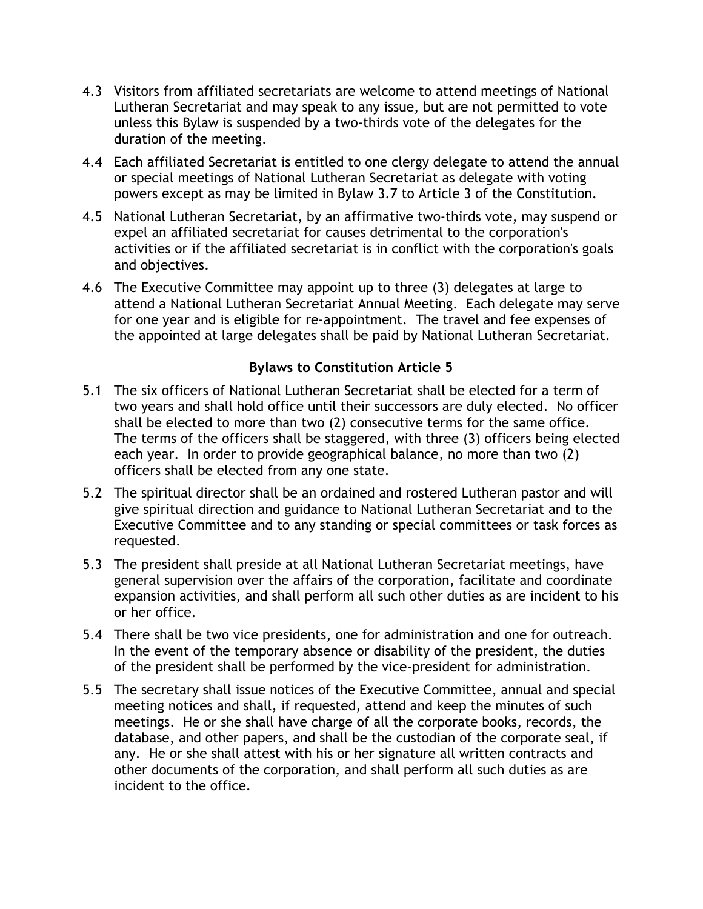4.3 Visitors from affiliated secretariats are welcome to attend meetings of National Lutheran Secretariat and may speak to any issue, but are not permitted to vote unless this Bylaw is suspended by a two-thirds vote of the delegates for the duration of the meeting.

4.4 Each affiliated Secretariat is entitled to one clergy delegate to attend the annual or special meetings of National Lutheran Secretariat as delegate with voting powers except as may be limited in Bylaw 3.7 to Article 3 of the Constitution.

4.5 National Lutheran Secretariat, by an affirmative two-thirds vote, may suspend or expel an affiliated secretariat for causes detrimental to the corporation's activities or if the affiliated secretariat is in conflict with the corporation's goals and objectives.

4.6 The Executive Committee may appoint up to three (3) delegates at large to attend a National Lutheran Secretariat Annual Meeting. Each delegate may serve for one year and is eligible for re-appointment. The travel and fee expenses of the appointed at large delegates shall be paid by National Lutheran Secretariat.

### Bylaws to Constitution Article 5

5.1 The six officers of National Lutheran Secretariat shall be elected for a term of two years and shall hold office until their successors are duly elected. No officer shall be elected to more than two (2) consecutive terms for the same office. The terms of the officers shall be staggered, with three (3) officers being elected each year. In order to provide geographical balance, no more than two (2) officers shall be elected from any one state.

5.2 The spiritual director shall be an ordained and rostered Lutheran pastor and will give spiritual direction and guidance to National Lutheran Secretariat and to the Executive Committee and to any standing or special committees or task forces as requested.

5.3 The president shall preside at all National Lutheran Secretariat meetings, have general supervision over the affairs of the corporation, facilitate and coordinate expansion activities, and shall perform all such other duties as are incident to his or her office.

5.4 There shall be two vice presidents, one for administration and one for outreach. In the event of the temporary absence or disability of the president, the duties of the president shall be performed by the vice-president for administration.

5.5 The secretary shall issue notices of the Executive Committee, annual and special meeting notices and shall, if requested, attend and keep the minutes of such meetings. He or she shall have charge of all the corporate books, records, the database, and other papers, and shall be the custodian of the corporate seal, if any. He or she shall attest with his or her signature all written contracts and other documents of the corporation, and shall perform all such duties as are incident to the office.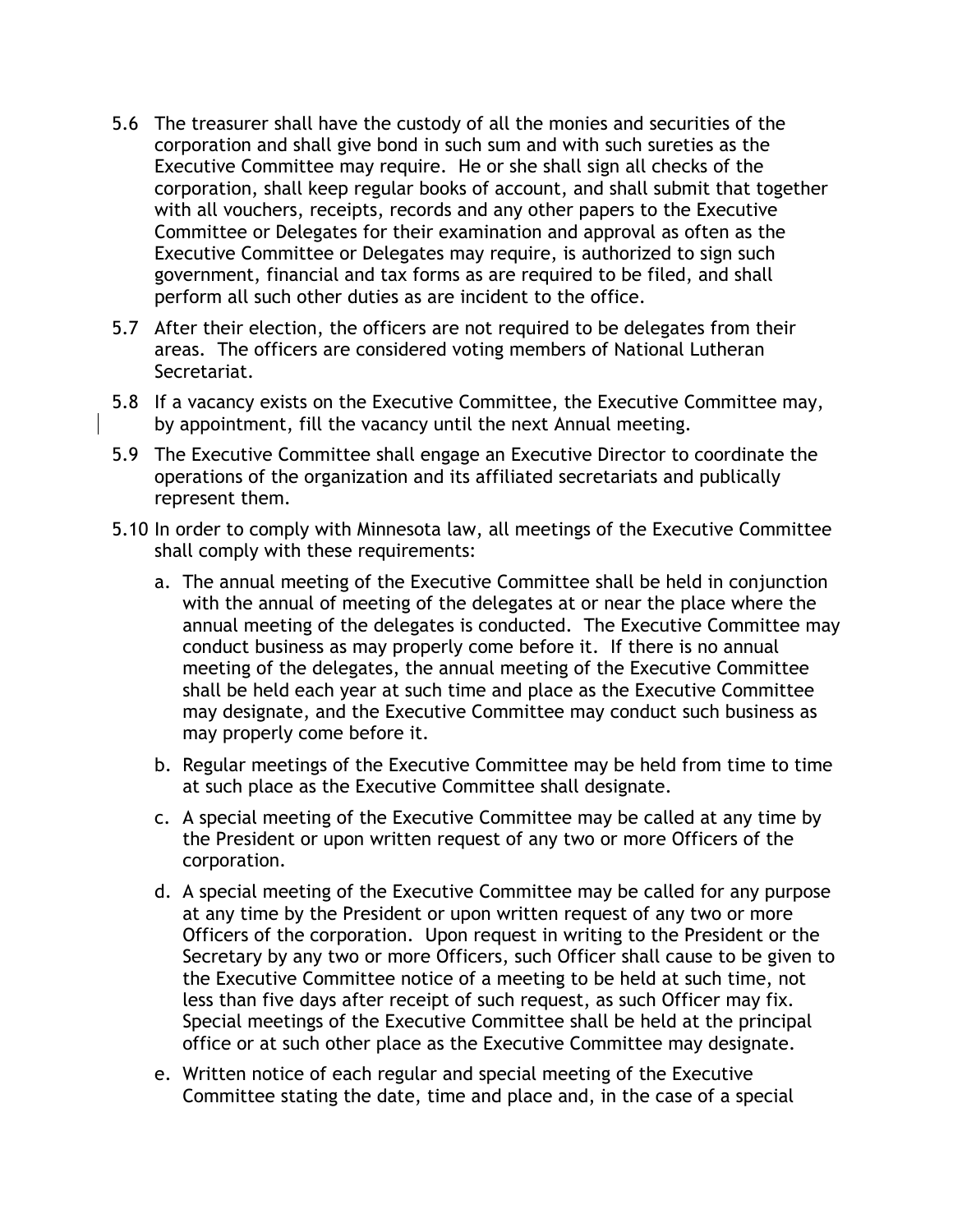5.6 The treasurer shall have the custody of all the monies and securities of the corporation and shall give bond in such sum and with such sureties as the Executive Committee may require. He or she shall sign all checks of the corporation, shall keep regular books of account, and shall submit that together with all vouchers, receipts, records and any other papers to the Executive Committee or Delegates for their examination and approval as often as the Executive Committee or Delegates may require, is authorized to sign such government, financial and tax forms as are required to be filed, and shall perform all such other duties as are incident to the office.

5.7 After their election, the officers are not required to be delegates from their areas. The officers are considered voting members of National Lutheran Secretariat.

5.8 If a vacancy exists on the Executive Committee, the Executive Committee may, by appointment, fill the vacancy until the next Annual meeting.

5.9 The Executive Committee shall engage an Executive Director to coordinate the operations of the organization and its affiliated secretariats and publically represent them.

5.10 In order to comply with Minnesota law, all meetings of the Executive Committee shall comply with these requirements:

a. The annual meeting of the Executive Committee shall be held in conjunction with the annual of meeting of the delegates at or near the place where the annual meeting of the delegates is conducted. The Executive Committee may conduct business as may properly come before it. If there is no annual meeting of the delegates, the annual meeting of the Executive Committee shall be held each year at such time and place as the Executive Committee may designate, and the Executive Committee may conduct such business as may properly come before it.

b. Regular meetings of the Executive Committee may be held from time to time at such place as the Executive Committee shall designate.

c. A special meeting of the Executive Committee may be called at any time by the President or upon written request of any two or more Officers of the corporation.

d. A special meeting of the Executive Committee may be called for any purpose at any time by the President or upon written request of any two or more Officers of the corporation. Upon request in writing to the President or the Secretary by any two or more Officers, such Officer shall cause to be given to the Executive Committee notice of a meeting to be held at such time, not less than five days after receipt of such request, as such Officer may fix. Special meetings of the Executive Committee shall be held at the principal office or at such other place as the Executive Committee may designate.

e. Written notice of each regular and special meeting of the Executive Committee stating the date, time and place and, in the case of a special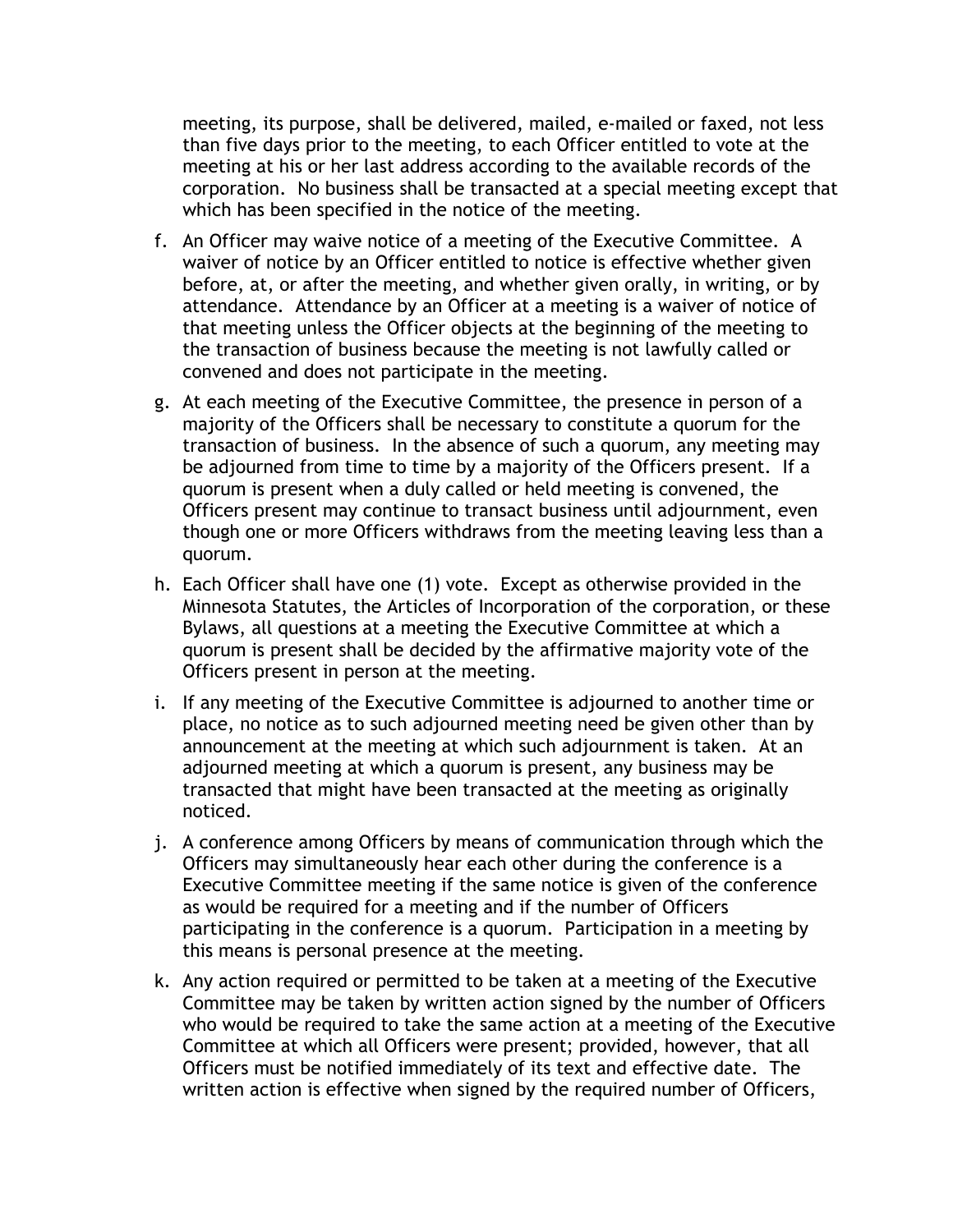meeting, its purpose, shall be delivered, mailed, e-mailed or faxed, not less than five days prior to the meeting, to each Officer entitled to vote at the meeting at his or her last address according to the available records of the corporation. No business shall be transacted at a special meeting except that which has been specified in the notice of the meeting.

f. An Officer may waive notice of a meeting of the Executive Committee. A waiver of notice by an Officer entitled to notice is effective whether given before, at, or after the meeting, and whether given orally, in writing, or by attendance. Attendance by an Officer at a meeting is a waiver of notice of that meeting unless the Officer objects at the beginning of the meeting to the transaction of business because the meeting is not lawfully called or convened and does not participate in the meeting.

g. At each meeting of the Executive Committee, the presence in person of a majority of the Officers shall be necessary to constitute a quorum for the transaction of business. In the absence of such a quorum, any meeting may be adjourned from time to time by a majority of the Officers present. If a quorum is present when a duly called or held meeting is convened, the Officers present may continue to transact business until adjournment, even though one or more Officers withdraws from the meeting leaving less than a quorum.

h. Each Officer shall have one (1) vote. Except as otherwise provided in the Minnesota Statutes, the Articles of Incorporation of the corporation, or these Bylaws, all questions at a meeting the Executive Committee at which a quorum is present shall be decided by the affirmative majority vote of the Officers present in person at the meeting.

i. If any meeting of the Executive Committee is adjourned to another time or place, no notice as to such adjourned meeting need be given other than by announcement at the meeting at which such adjournment is taken. At an adjourned meeting at which a quorum is present, any business may be transacted that might have been transacted at the meeting as originally noticed.

j. A conference among Officers by means of communication through which the Officers may simultaneously hear each other during the conference is a Executive Committee meeting if the same notice is given of the conference as would be required for a meeting and if the number of Officers participating in the conference is a quorum. Participation in a meeting by this means is personal presence at the meeting.

k. Any action required or permitted to be taken at a meeting of the Executive Committee may be taken by written action signed by the number of Officers who would be required to take the same action at a meeting of the Executive Committee at which all Officers were present; provided, however, that all Officers must be notified immediately of its text and effective date. The written action is effective when signed by the required number of Officers,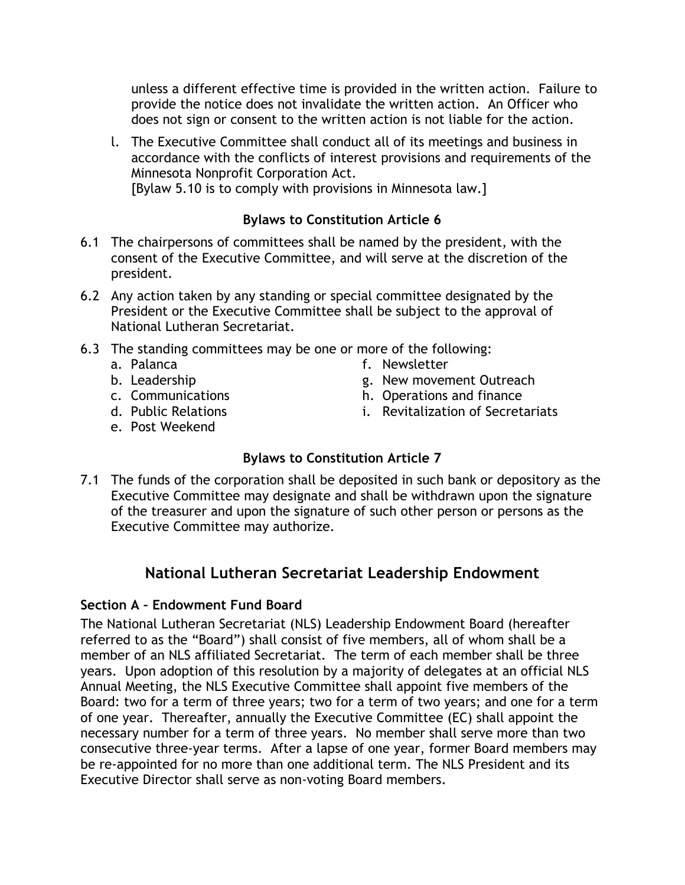unless a different effective time is provided in the written action. Failure to provide the notice does not invalidate the written action. An Officer who does not sign or consent to the written action is not liable for the action.

l. The Executive Committee shall conduct all of its meetings and business in accordance with the conflicts of interest provisions and requirements of the Minnesota Nonprofit Corporation Act.
[Bylaw 5.10 is to comply with provisions in Minnesota law.]

### Bylaws to Constitution Article 6

6.1 The chairpersons of committees shall be named by the president, with the consent of the Executive Committee, and will serve at the discretion of the president.

6.2 Any action taken by any standing or special committee designated by the President or the Executive Committee shall be subject to the approval of National Lutheran Secretariat.

6.3 The standing committees may be one or more of the following:
   a. Palanca
   b. Leadership
   c. Communications
   d. Public Relations
   e. Post Weekend
   f. Newsletter
   g. New movement Outreach
   h. Operations and finance
   i. Revitalization of Secretariats

### Bylaws to Constitution Article 7

7.1 The funds of the corporation shall be deposited in such bank or depository as the Executive Committee may designate and shall be withdrawn upon the signature of the treasurer and upon the signature of such other person or persons as the Executive Committee may authorize.

## National Lutheran Secretariat Leadership Endowment

### Section A – Endowment Fund Board

The National Lutheran Secretariat (NLS) Leadership Endowment Board (hereafter referred to as the "Board") shall consist of five members, all of whom shall be a member of an NLS affiliated Secretariat. The term of each member shall be three years. Upon adoption of this resolution by a majority of delegates at an official NLS Annual Meeting, the NLS Executive Committee shall appoint five members of the Board: two for a term of three years; two for a term of two years; and one for a term of one year. Thereafter, annually the Executive Committee (EC) shall appoint the necessary number for a term of three years. No member shall serve more than two consecutive three-year terms. After a lapse of one year, former Board members may be re-appointed for no more than one additional term. The NLS President and its Executive Director shall serve as non-voting Board members.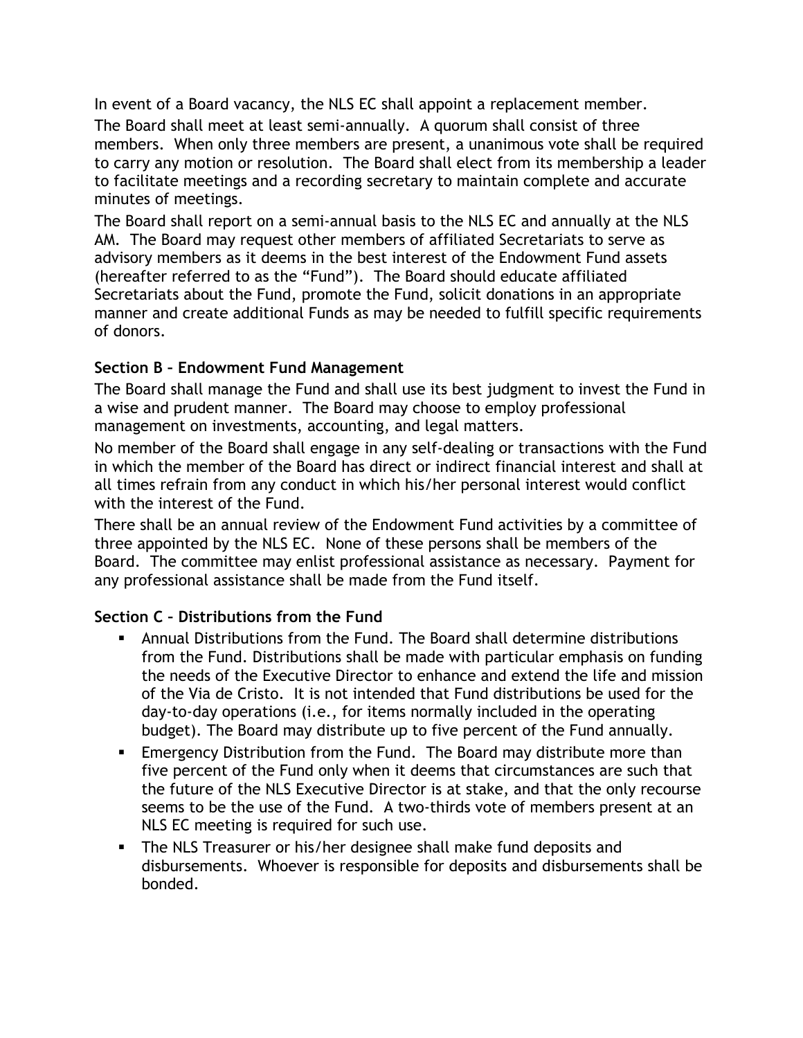In event of a Board vacancy, the NLS EC shall appoint a replacement member.

The Board shall meet at least semi-annually. A quorum shall consist of three members. When only three members are present, a unanimous vote shall be required to carry any motion or resolution. The Board shall elect from its membership a leader to facilitate meetings and a recording secretary to maintain complete and accurate minutes of meetings.

The Board shall report on a semi-annual basis to the NLS EC and annually at the NLS AM. The Board may request other members of affiliated Secretariats to serve as advisory members as it deems in the best interest of the Endowment Fund assets (hereafter referred to as the "Fund"). The Board should educate affiliated Secretariats about the Fund, promote the Fund, solicit donations in an appropriate manner and create additional Funds as may be needed to fulfill specific requirements of donors.

**Section B – Endowment Fund Management**

The Board shall manage the Fund and shall use its best judgment to invest the Fund in a wise and prudent manner. The Board may choose to employ professional management on investments, accounting, and legal matters.

No member of the Board shall engage in any self-dealing or transactions with the Fund in which the member of the Board has direct or indirect financial interest and shall at all times refrain from any conduct in which his/her personal interest would conflict with the interest of the Fund.

There shall be an annual review of the Endowment Fund activities by a committee of three appointed by the NLS EC. None of these persons shall be members of the Board. The committee may enlist professional assistance as necessary. Payment for any professional assistance shall be made from the Fund itself.

**Section C – Distributions from the Fund**

- Annual Distributions from the Fund. The Board shall determine distributions from the Fund. Distributions shall be made with particular emphasis on funding the needs of the Executive Director to enhance and extend the life and mission of the Via de Cristo. It is not intended that Fund distributions be used for the day-to-day operations (i.e., for items normally included in the operating budget). The Board may distribute up to five percent of the Fund annually.
- Emergency Distribution from the Fund. The Board may distribute more than five percent of the Fund only when it deems that circumstances are such that the future of the NLS Executive Director is at stake, and that the only recourse seems to be the use of the Fund. A two-thirds vote of members present at an NLS EC meeting is required for such use.
- The NLS Treasurer or his/her designee shall make fund deposits and disbursements. Whoever is responsible for deposits and disbursements shall be bonded.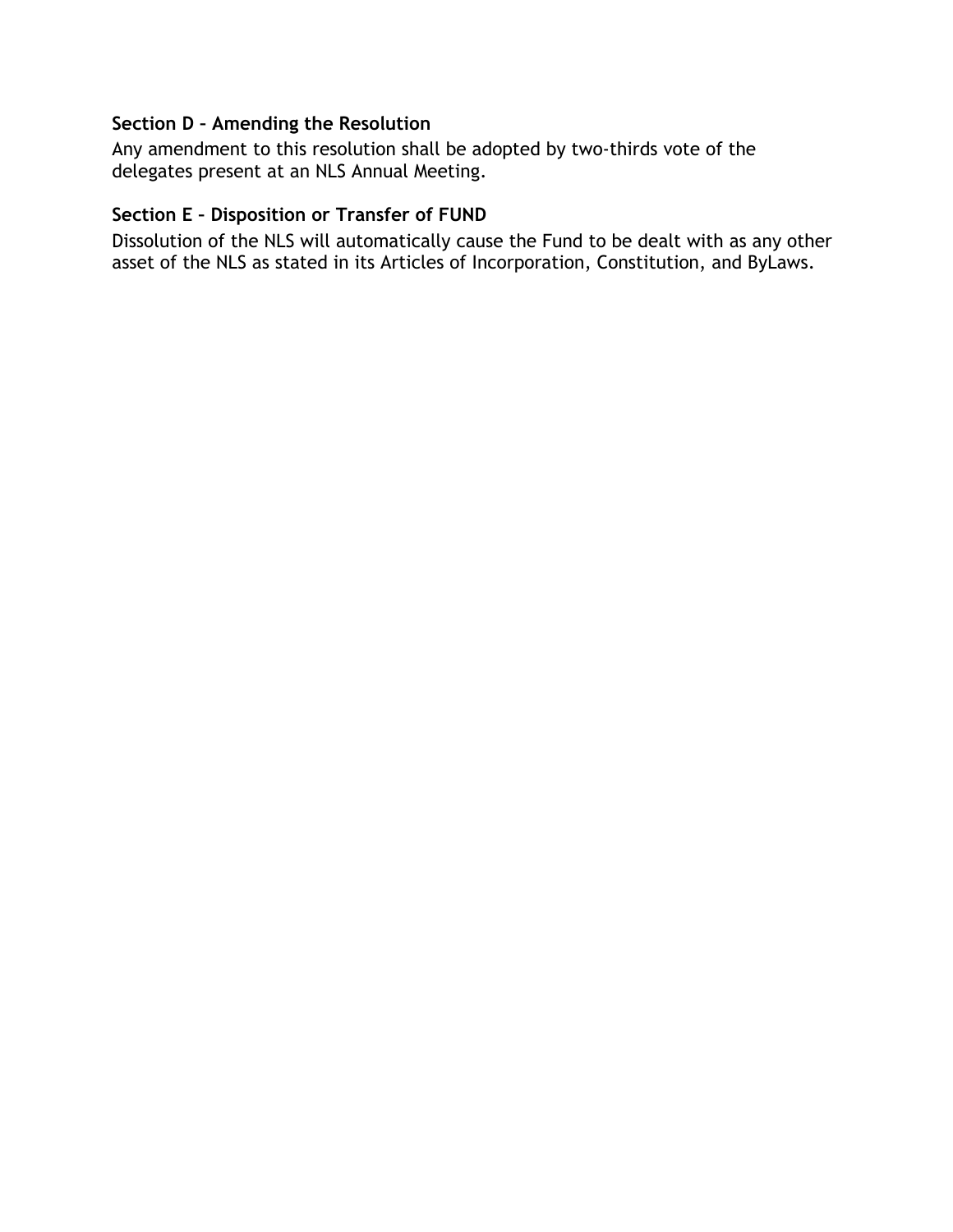### Section D – Amending the Resolution

Any amendment to this resolution shall be adopted by two-thirds vote of the delegates present at an NLS Annual Meeting.

### Section E – Disposition or Transfer of FUND

Dissolution of the NLS will automatically cause the Fund to be dealt with as any other asset of the NLS as stated in its Articles of Incorporation, Constitution, and ByLaws.